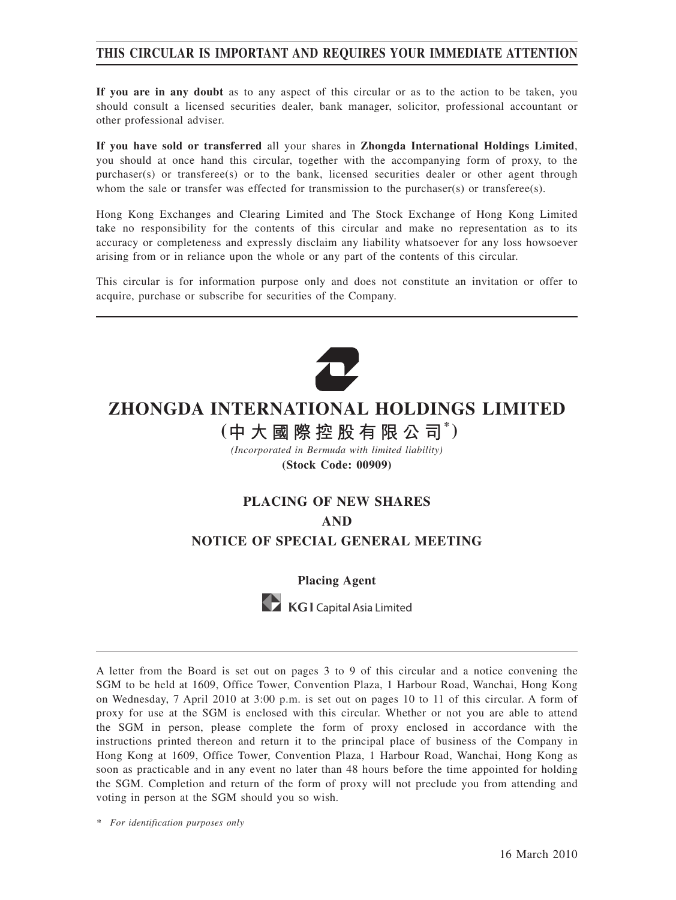**THIS CIRCULAR IS IMPORTANT AND REQUIRES YOUR IMMEDIATE ATTENTION**

**If you are in any doubt** as to any aspect of this circular or as to the action to be taken, you should consult a licensed securities dealer, bank manager, solicitor, professional accountant or other professional adviser.

**If you have sold or transferred** all your shares in **Zhongda International Holdings Limited**, you should at once hand this circular, together with the accompanying form of proxy, to the purchaser(s) or transferee(s) or to the bank, licensed securities dealer or other agent through whom the sale or transfer was effected for transmission to the purchaser(s) or transferee(s).

Hong Kong Exchanges and Clearing Limited and The Stock Exchange of Hong Kong Limited take no responsibility for the contents of this circular and make no representation as to its accuracy or completeness and expressly disclaim any liability whatsoever for any loss howsoever arising from or in reliance upon the whole or any part of the contents of this circular.

This circular is for information purpose only and does not constitute an invitation or offer to acquire, purchase or subscribe for securities of the Company.

# ZHONGDA INTERNATIONAL HOLDINGS LIMITED

## (中大國際控股有限公司*)

*(Incorporated in Bermuda with limited liability)*

**(Stock Code: 00909)**

## PLACING OF NEW SHARES
## AND
## NOTICE OF SPECIAL GENERAL MEETING

**Placing Agent**

KGI Capital Asia Limited

A letter from the Board is set out on pages 3 to 9 of this circular and a notice convening the SGM to be held at 1609, Office Tower, Convention Plaza, 1 Harbour Road, Wanchai, Hong Kong on Wednesday, 7 April 2010 at 3:00 p.m. is set out on pages 10 to 11 of this circular. A form of proxy for use at the SGM is enclosed with this circular. Whether or not you are able to attend the SGM in person, please complete the form of proxy enclosed in accordance with the instructions printed thereon and return it to the principal place of business of the Company in Hong Kong at 1609, Office Tower, Convention Plaza, 1 Harbour Road, Wanchai, Hong Kong as soon as practicable and in any event no later than 48 hours before the time appointed for holding the SGM. Completion and return of the form of proxy will not preclude you from attending and voting in person at the SGM should you so wish.

\* *For identification purposes only*

16 March 2010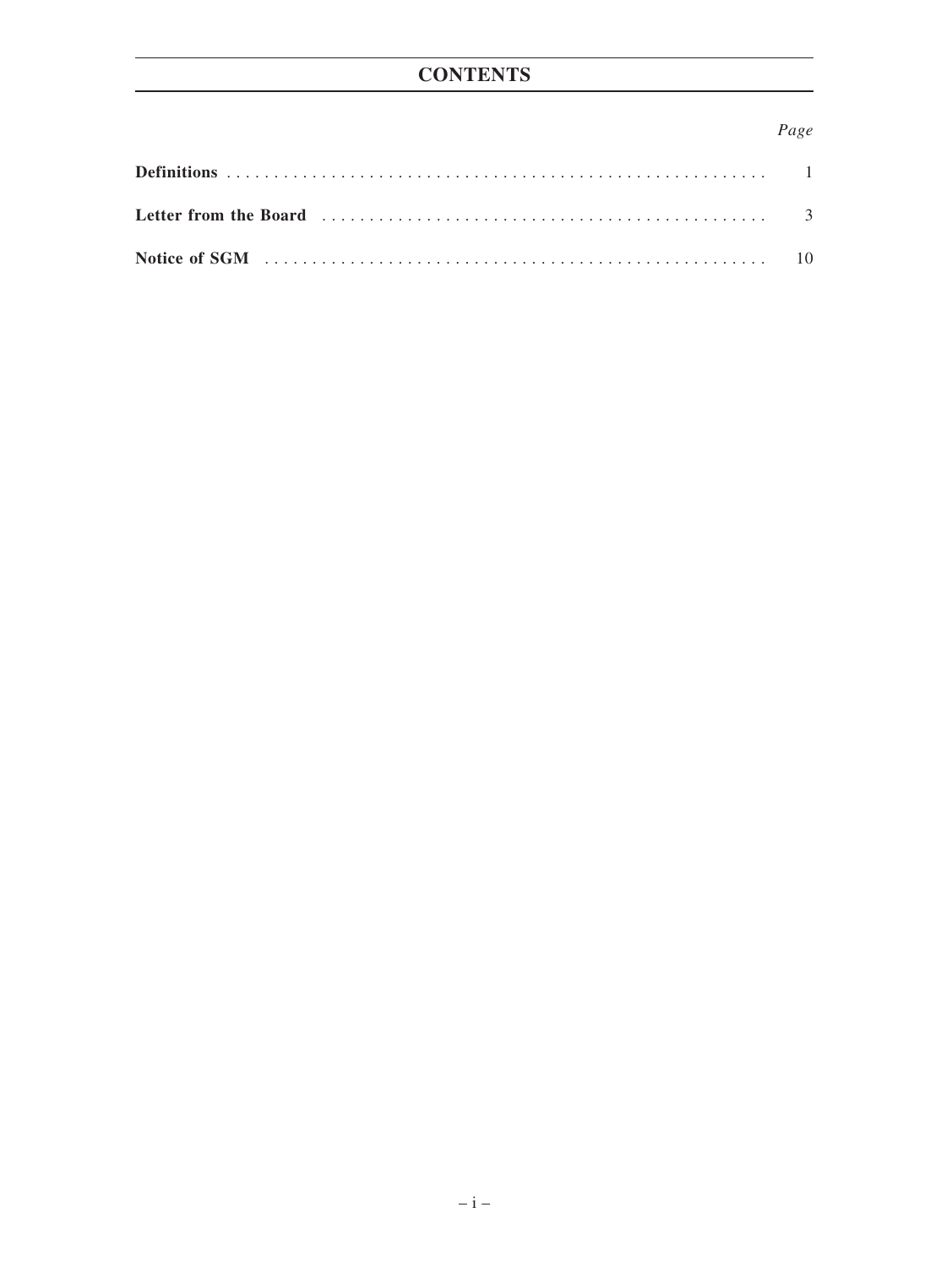# CONTENTS

| | *Page* |
|---|---|
| **Definitions** | 1 |
| **Letter from the Board** | 3 |
| **Notice of SGM** | 10 |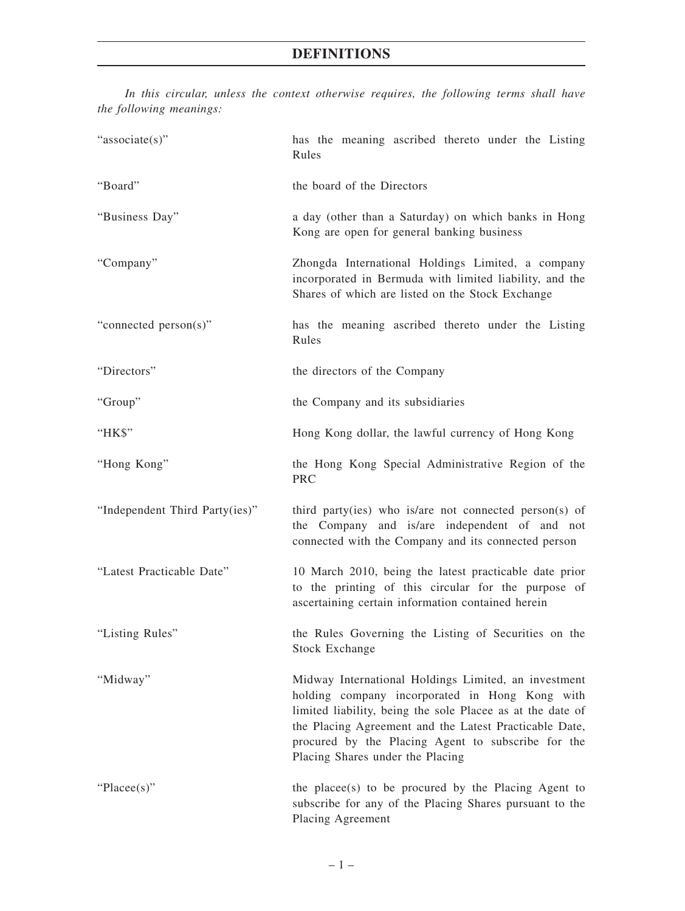# DEFINITIONS

*In this circular, unless the context otherwise requires, the following terms shall have the following meanings:*

| | |
|---|---|
| "associate(s)" | has the meaning ascribed thereto under the Listing Rules |
| "Board" | the board of the Directors |
| "Business Day" | a day (other than a Saturday) on which banks in Hong Kong are open for general banking business |
| "Company" | Zhongda International Holdings Limited, a company incorporated in Bermuda with limited liability, and the Shares of which are listed on the Stock Exchange |
| "connected person(s)" | has the meaning ascribed thereto under the Listing Rules |
| "Directors" | the directors of the Company |
| "Group" | the Company and its subsidiaries |
| "HK$" | Hong Kong dollar, the lawful currency of Hong Kong |
| "Hong Kong" | the Hong Kong Special Administrative Region of the PRC |
| "Independent Third Party(ies)" | third party(ies) who is/are not connected person(s) of the Company and is/are independent of and not connected with the Company and its connected person |
| "Latest Practicable Date" | 10 March 2010, being the latest practicable date prior to the printing of this circular for the purpose of ascertaining certain information contained herein |
| "Listing Rules" | the Rules Governing the Listing of Securities on the Stock Exchange |
| "Midway" | Midway International Holdings Limited, an investment holding company incorporated in Hong Kong with limited liability, being the sole Placee as at the date of the Placing Agreement and the Latest Practicable Date, procured by the Placing Agent to subscribe for the Placing Shares under the Placing |
| "Placee(s)" | the placee(s) to be procured by the Placing Agent to subscribe for any of the Placing Shares pursuant to the Placing Agreement |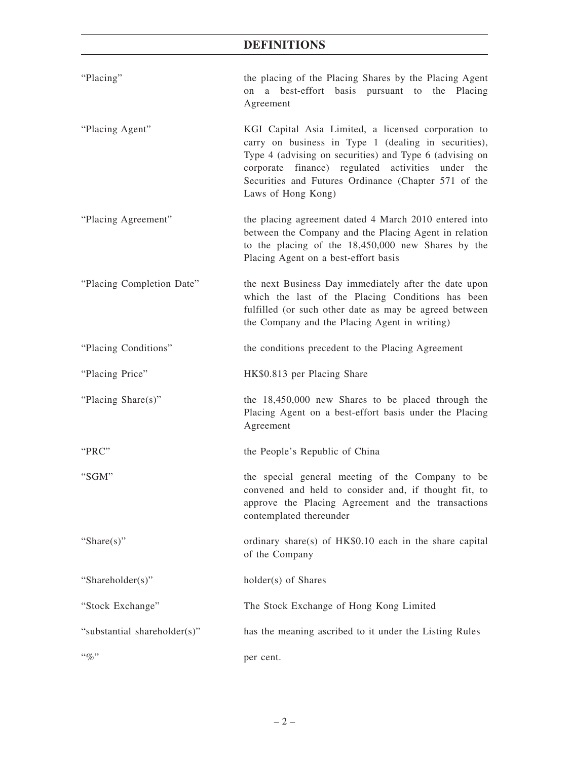# DEFINITIONS

| | |
|---|---|
| "Placing" | the placing of the Placing Shares by the Placing Agent on a best-effort basis pursuant to the Placing Agreement |
| "Placing Agent" | KGI Capital Asia Limited, a licensed corporation to carry on business in Type 1 (dealing in securities), Type 4 (advising on securities) and Type 6 (advising on corporate finance) regulated activities under the Securities and Futures Ordinance (Chapter 571 of the Laws of Hong Kong) |
| "Placing Agreement" | the placing agreement dated 4 March 2010 entered into between the Company and the Placing Agent in relation to the placing of the 18,450,000 new Shares by the Placing Agent on a best-effort basis |
| "Placing Completion Date" | the next Business Day immediately after the date upon which the last of the Placing Conditions has been fulfilled (or such other date as may be agreed between the Company and the Placing Agent in writing) |
| "Placing Conditions" | the conditions precedent to the Placing Agreement |
| "Placing Price" | HK$0.813 per Placing Share |
| "Placing Share(s)" | the 18,450,000 new Shares to be placed through the Placing Agent on a best-effort basis under the Placing Agreement |
| "PRC" | the People's Republic of China |
| "SGM" | the special general meeting of the Company to be convened and held to consider and, if thought fit, to approve the Placing Agreement and the transactions contemplated thereunder |
| "Share(s)" | ordinary share(s) of HK$0.10 each in the share capital of the Company |
| "Shareholder(s)" | holder(s) of Shares |
| "Stock Exchange" | The Stock Exchange of Hong Kong Limited |
| "substantial shareholder(s)" | has the meaning ascribed to it under the Listing Rules |
| "%" | per cent. |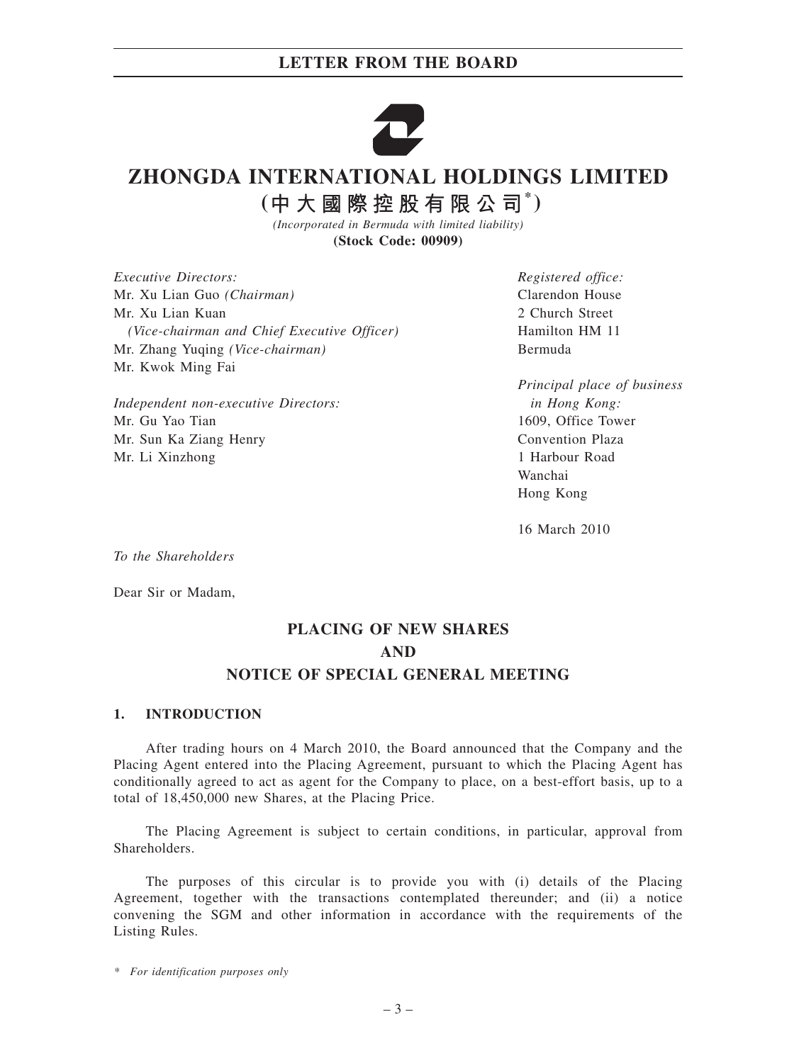# ZHONGDA INTERNATIONAL HOLDINGS LIMITED

## (中大國際控股有限公司*)

*(Incorporated in Bermuda with limited liability)*

**(Stock Code: 00909)**

*Executive Directors:*
Mr. Xu Lian Guo *(Chairman)*
Mr. Xu Lian Kuan
*(Vice-chairman and Chief Executive Officer)*
Mr. Zhang Yuqing *(Vice-chairman)*
Mr. Kwok Ming Fai

*Independent non-executive Directors:*
Mr. Gu Yao Tian
Mr. Sun Ka Ziang Henry
Mr. Li Xinzhong

*Registered office:*
Clarendon House
2 Church Street
Hamilton HM 11
Bermuda

*Principal place of business in Hong Kong:*
1609, Office Tower
Convention Plaza
1 Harbour Road
Wanchai
Hong Kong

16 March 2010

*To the Shareholders*

Dear Sir or Madam,

## PLACING OF NEW SHARES AND NOTICE OF SPECIAL GENERAL MEETING

### 1. INTRODUCTION

After trading hours on 4 March 2010, the Board announced that the Company and the Placing Agent entered into the Placing Agreement, pursuant to which the Placing Agent has conditionally agreed to act as agent for the Company to place, on a best-effort basis, up to a total of 18,450,000 new Shares, at the Placing Price.

The Placing Agreement is subject to certain conditions, in particular, approval from Shareholders.

The purposes of this circular is to provide you with (i) details of the Placing Agreement, together with the transactions contemplated thereunder; and (ii) a notice convening the SGM and other information in accordance with the requirements of the Listing Rules.

*\* For identification purposes only*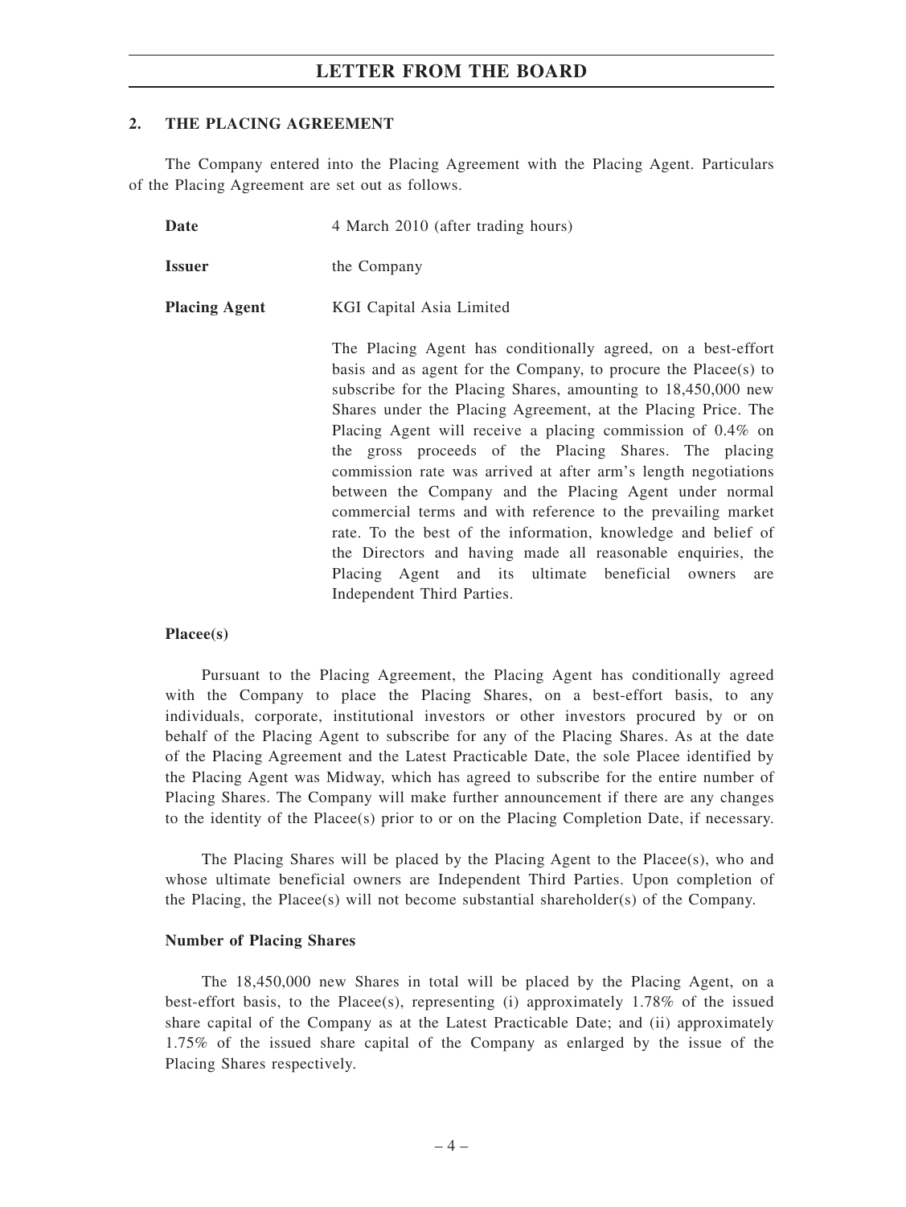## 2. THE PLACING AGREEMENT

The Company entered into the Placing Agreement with the Placing Agent. Particulars of the Placing Agreement are set out as follows.

**Date** 4 March 2010 (after trading hours)

**Issuer** the Company

**Placing Agent** KGI Capital Asia Limited

The Placing Agent has conditionally agreed, on a best-effort basis and as agent for the Company, to procure the Placee(s) to subscribe for the Placing Shares, amounting to 18,450,000 new Shares under the Placing Agreement, at the Placing Price. The Placing Agent will receive a placing commission of 0.4% on the gross proceeds of the Placing Shares. The placing commission rate was arrived at after arm's length negotiations between the Company and the Placing Agent under normal commercial terms and with reference to the prevailing market rate. To the best of the information, knowledge and belief of the Directors and having made all reasonable enquiries, the Placing Agent and its ultimate beneficial owners are Independent Third Parties.

### Placee(s)

Pursuant to the Placing Agreement, the Placing Agent has conditionally agreed with the Company to place the Placing Shares, on a best-effort basis, to any individuals, corporate, institutional investors or other investors procured by or on behalf of the Placing Agent to subscribe for any of the Placing Shares. As at the date of the Placing Agreement and the Latest Practicable Date, the sole Placee identified by the Placing Agent was Midway, which has agreed to subscribe for the entire number of Placing Shares. The Company will make further announcement if there are any changes to the identity of the Placee(s) prior to or on the Placing Completion Date, if necessary.

The Placing Shares will be placed by the Placing Agent to the Placee(s), who and whose ultimate beneficial owners are Independent Third Parties. Upon completion of the Placing, the Placee(s) will not become substantial shareholder(s) of the Company.

### Number of Placing Shares

The 18,450,000 new Shares in total will be placed by the Placing Agent, on a best-effort basis, to the Placee(s), representing (i) approximately 1.78% of the issued share capital of the Company as at the Latest Practicable Date; and (ii) approximately 1.75% of the issued share capital of the Company as enlarged by the issue of the Placing Shares respectively.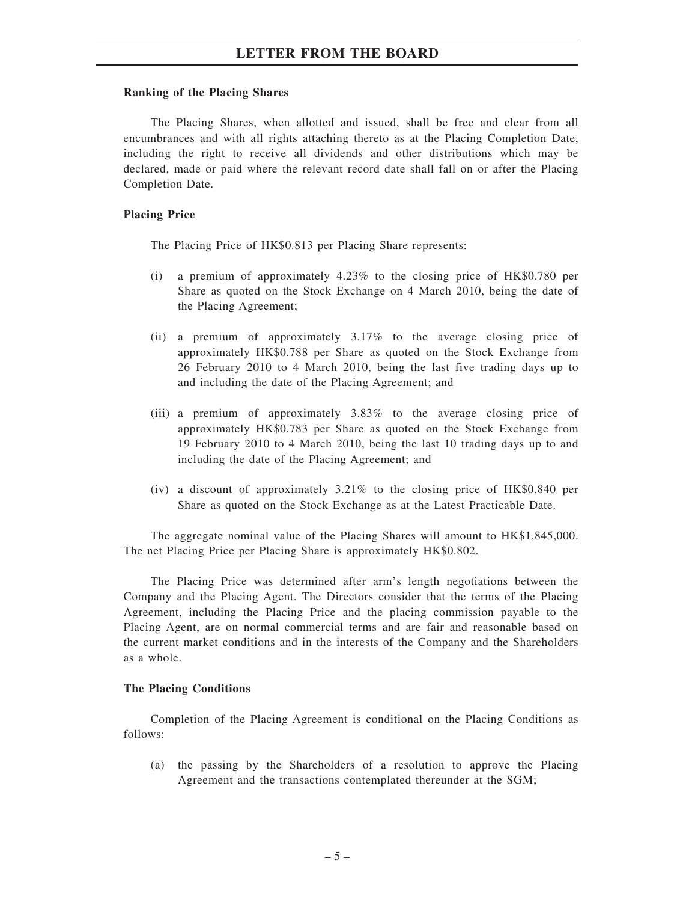**Ranking of the Placing Shares**

The Placing Shares, when allotted and issued, shall be free and clear from all encumbrances and with all rights attaching thereto as at the Placing Completion Date, including the right to receive all dividends and other distributions which may be declared, made or paid where the relevant record date shall fall on or after the Placing Completion Date.

**Placing Price**

The Placing Price of HK$0.813 per Placing Share represents:

(i) a premium of approximately 4.23% to the closing price of HK$0.780 per Share as quoted on the Stock Exchange on 4 March 2010, being the date of the Placing Agreement;

(ii) a premium of approximately 3.17% to the average closing price of approximately HK$0.788 per Share as quoted on the Stock Exchange from 26 February 2010 to 4 March 2010, being the last five trading days up to and including the date of the Placing Agreement; and

(iii) a premium of approximately 3.83% to the average closing price of approximately HK$0.783 per Share as quoted on the Stock Exchange from 19 February 2010 to 4 March 2010, being the last 10 trading days up to and including the date of the Placing Agreement; and

(iv) a discount of approximately 3.21% to the closing price of HK$0.840 per Share as quoted on the Stock Exchange as at the Latest Practicable Date.

The aggregate nominal value of the Placing Shares will amount to HK$1,845,000. The net Placing Price per Placing Share is approximately HK$0.802.

The Placing Price was determined after arm's length negotiations between the Company and the Placing Agent. The Directors consider that the terms of the Placing Agreement, including the Placing Price and the placing commission payable to the Placing Agent, are on normal commercial terms and are fair and reasonable based on the current market conditions and in the interests of the Company and the Shareholders as a whole.

**The Placing Conditions**

Completion of the Placing Agreement is conditional on the Placing Conditions as follows:

(a) the passing by the Shareholders of a resolution to approve the Placing Agreement and the transactions contemplated thereunder at the SGM;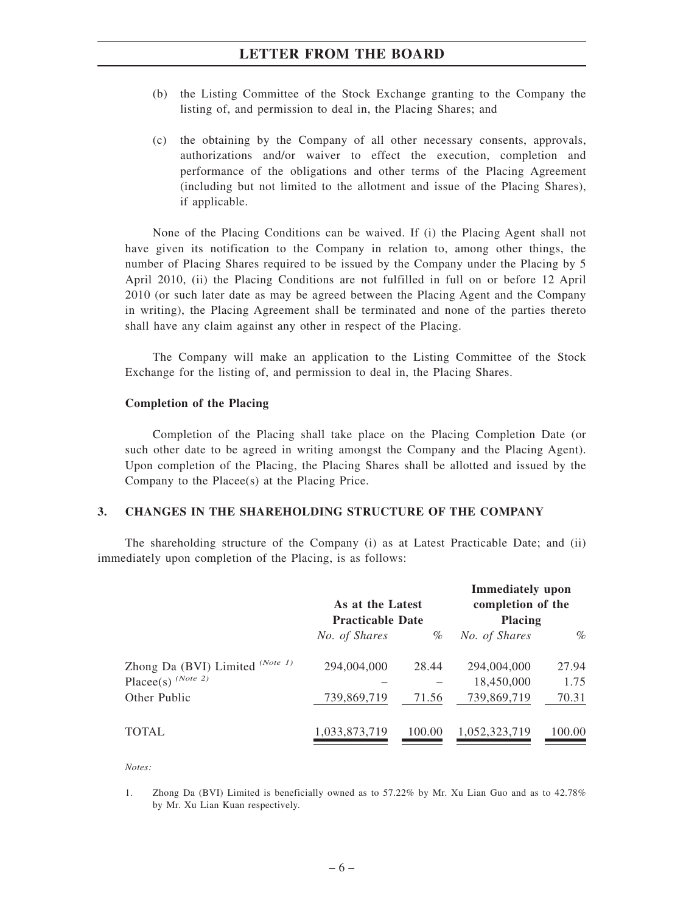(b) the Listing Committee of the Stock Exchange granting to the Company the listing of, and permission to deal in, the Placing Shares; and

(c) the obtaining by the Company of all other necessary consents, approvals, authorizations and/or waiver to effect the execution, completion and performance of the obligations and other terms of the Placing Agreement (including but not limited to the allotment and issue of the Placing Shares), if applicable.

None of the Placing Conditions can be waived. If (i) the Placing Agent shall not have given its notification to the Company in relation to, among other things, the number of Placing Shares required to be issued by the Company under the Placing by 5 April 2010, (ii) the Placing Conditions are not fulfilled in full on or before 12 April 2010 (or such later date as may be agreed between the Placing Agent and the Company in writing), the Placing Agreement shall be terminated and none of the parties thereto shall have any claim against any other in respect of the Placing.

The Company will make an application to the Listing Committee of the Stock Exchange for the listing of, and permission to deal in, the Placing Shares.

**Completion of the Placing**

Completion of the Placing shall take place on the Placing Completion Date (or such other date to be agreed in writing amongst the Company and the Placing Agent). Upon completion of the Placing, the Placing Shares shall be allotted and issued by the Company to the Placee(s) at the Placing Price.

## 3. CHANGES IN THE SHAREHOLDING STRUCTURE OF THE COMPANY

The shareholding structure of the Company (i) as at Latest Practicable Date; and (ii) immediately upon completion of the Placing, is as follows:

| | **As at the Latest Practicable Date** | | **Immediately upon completion of the Placing** | |
|---|---|---|---|---|
| | *No. of Shares* | *%* | *No. of Shares* | *%* |
| Zhong Da (BVI) Limited *(Note 1)* | 294,004,000 | 28.44 | 294,004,000 | 27.94 |
| Placee(s) *(Note 2)* | – | – | 18,450,000 | 1.75 |
| Other Public | 739,869,719 | 71.56 | 739,869,719 | 70.31 |
| TOTAL | 1,033,873,719 | 100.00 | 1,052,323,719 | 100.00 |

*Notes:*

1. Zhong Da (BVI) Limited is beneficially owned as to 57.22% by Mr. Xu Lian Guo and as to 42.78% by Mr. Xu Lian Kuan respectively.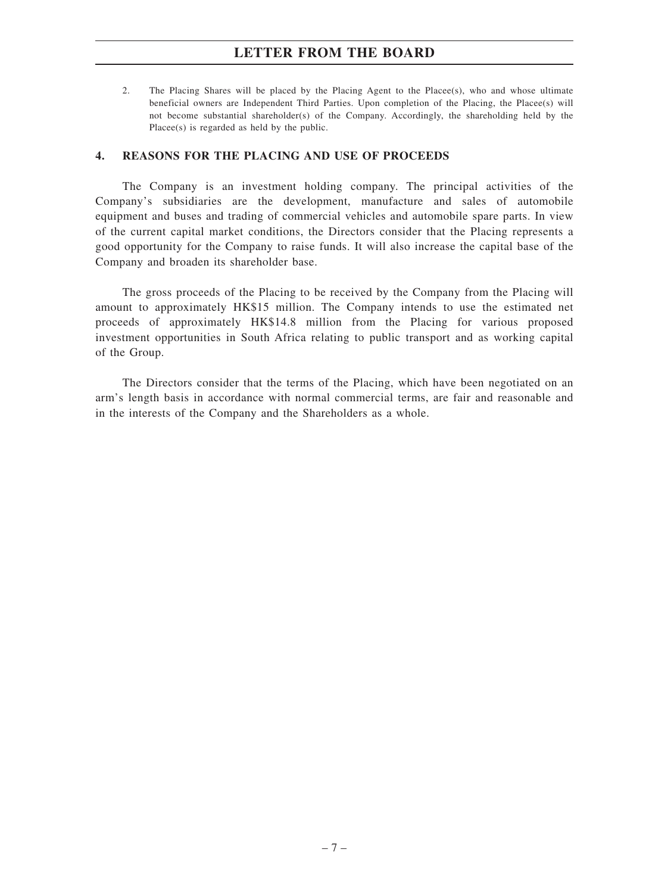2. The Placing Shares will be placed by the Placing Agent to the Placee(s), who and whose ultimate beneficial owners are Independent Third Parties. Upon completion of the Placing, the Placee(s) will not become substantial shareholder(s) of the Company. Accordingly, the shareholding held by the Placee(s) is regarded as held by the public.

## 4. REASONS FOR THE PLACING AND USE OF PROCEEDS

The Company is an investment holding company. The principal activities of the Company's subsidiaries are the development, manufacture and sales of automobile equipment and buses and trading of commercial vehicles and automobile spare parts. In view of the current capital market conditions, the Directors consider that the Placing represents a good opportunity for the Company to raise funds. It will also increase the capital base of the Company and broaden its shareholder base.

The gross proceeds of the Placing to be received by the Company from the Placing will amount to approximately HK$15 million. The Company intends to use the estimated net proceeds of approximately HK$14.8 million from the Placing for various proposed investment opportunities in South Africa relating to public transport and as working capital of the Group.

The Directors consider that the terms of the Placing, which have been negotiated on an arm's length basis in accordance with normal commercial terms, are fair and reasonable and in the interests of the Company and the Shareholders as a whole.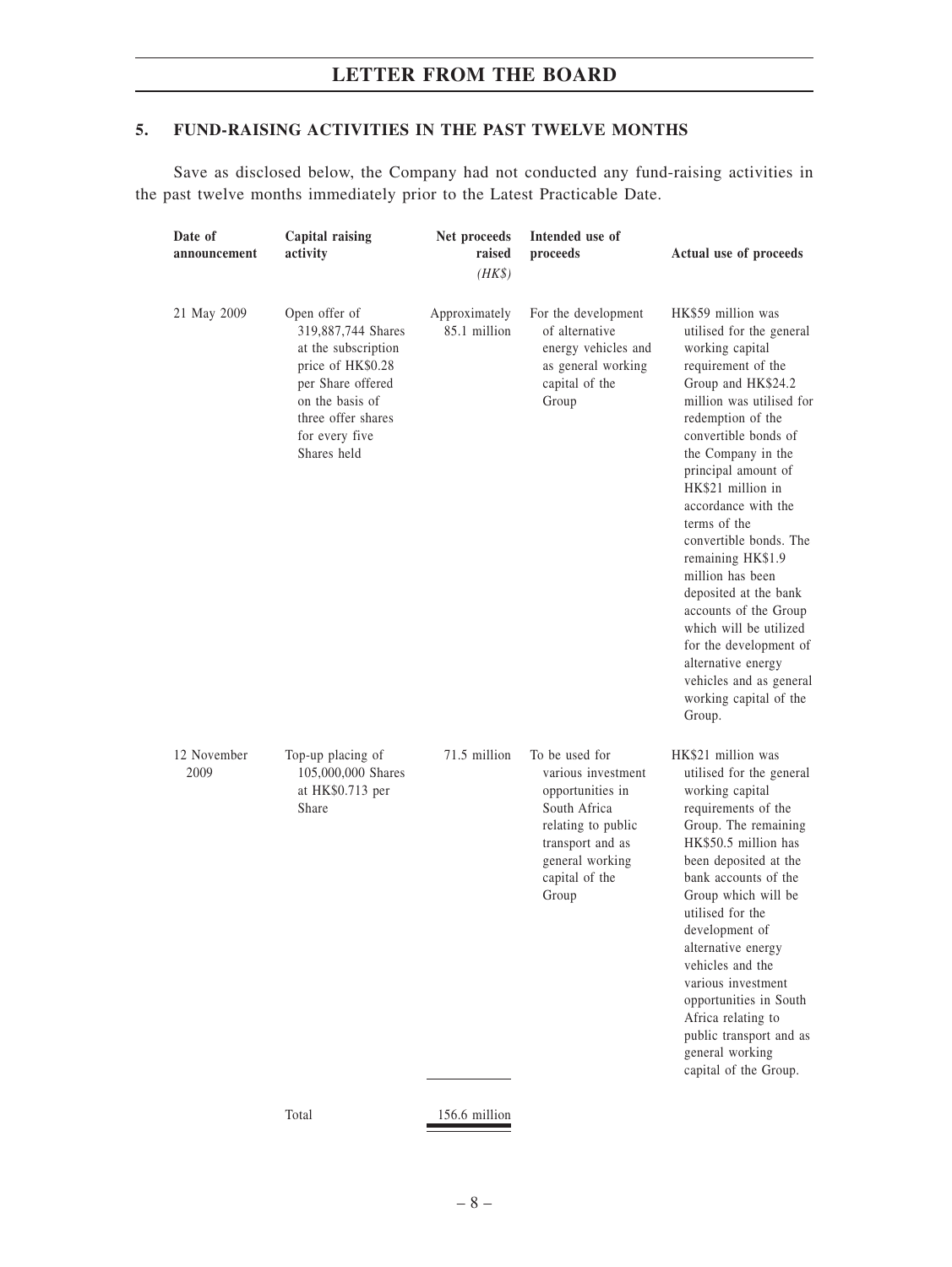## 5. FUND-RAISING ACTIVITIES IN THE PAST TWELVE MONTHS

Save as disclosed below, the Company had not conducted any fund-raising activities in the past twelve months immediately prior to the Latest Practicable Date.

| Date of announcement | Capital raising activity | Net proceeds raised *(HK$)* | Intended use of proceeds | Actual use of proceeds |
|---|---|---|---|---|
| 21 May 2009 | Open offer of 319,887,744 Shares at the subscription price of HK$0.28 per Share offered on the basis of three offer shares for every five Shares held | Approximately 85.1 million | For the development of alternative energy vehicles and as general working capital of the Group | HK$59 million was utilised for the general working capital requirement of the Group and HK$24.2 million was utilised for redemption of the convertible bonds of the Company in the principal amount of HK$21 million in accordance with the terms of the convertible bonds. The remaining HK$1.9 million has been deposited at the bank accounts of the Group which will be utilized for the development of alternative energy vehicles and as general working capital of the Group. |
| 12 November 2009 | Top-up placing of 105,000,000 Shares at HK$0.713 per Share | 71.5 million | To be used for various investment opportunities in South Africa relating to public transport and as general working capital of the Group | HK$21 million was utilised for the general working capital requirements of the Group. The remaining HK$50.5 million has been deposited at the bank accounts of the Group which will be utilised for the development of alternative energy vehicles and the various investment opportunities in South Africa relating to public transport and as general working capital of the Group. |
| | Total | 156.6 million | | |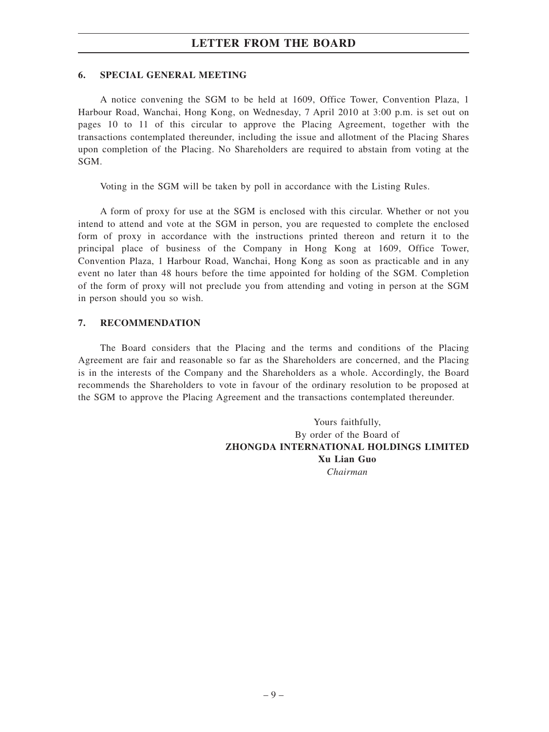### 6. SPECIAL GENERAL MEETING

A notice convening the SGM to be held at 1609, Office Tower, Convention Plaza, 1 Harbour Road, Wanchai, Hong Kong, on Wednesday, 7 April 2010 at 3:00 p.m. is set out on pages 10 to 11 of this circular to approve the Placing Agreement, together with the transactions contemplated thereunder, including the issue and allotment of the Placing Shares upon completion of the Placing. No Shareholders are required to abstain from voting at the SGM.

Voting in the SGM will be taken by poll in accordance with the Listing Rules.

A form of proxy for use at the SGM is enclosed with this circular. Whether or not you intend to attend and vote at the SGM in person, you are requested to complete the enclosed form of proxy in accordance with the instructions printed thereon and return it to the principal place of business of the Company in Hong Kong at 1609, Office Tower, Convention Plaza, 1 Harbour Road, Wanchai, Hong Kong as soon as practicable and in any event no later than 48 hours before the time appointed for holding of the SGM. Completion of the form of proxy will not preclude you from attending and voting in person at the SGM in person should you so wish.

### 7. RECOMMENDATION

The Board considers that the Placing and the terms and conditions of the Placing Agreement are fair and reasonable so far as the Shareholders are concerned, and the Placing is in the interests of the Company and the Shareholders as a whole. Accordingly, the Board recommends the Shareholders to vote in favour of the ordinary resolution to be proposed at the SGM to approve the Placing Agreement and the transactions contemplated thereunder.

Yours faithfully,
By order of the Board of
**ZHONGDA INTERNATIONAL HOLDINGS LIMITED**
**Xu Lian Guo**
*Chairman*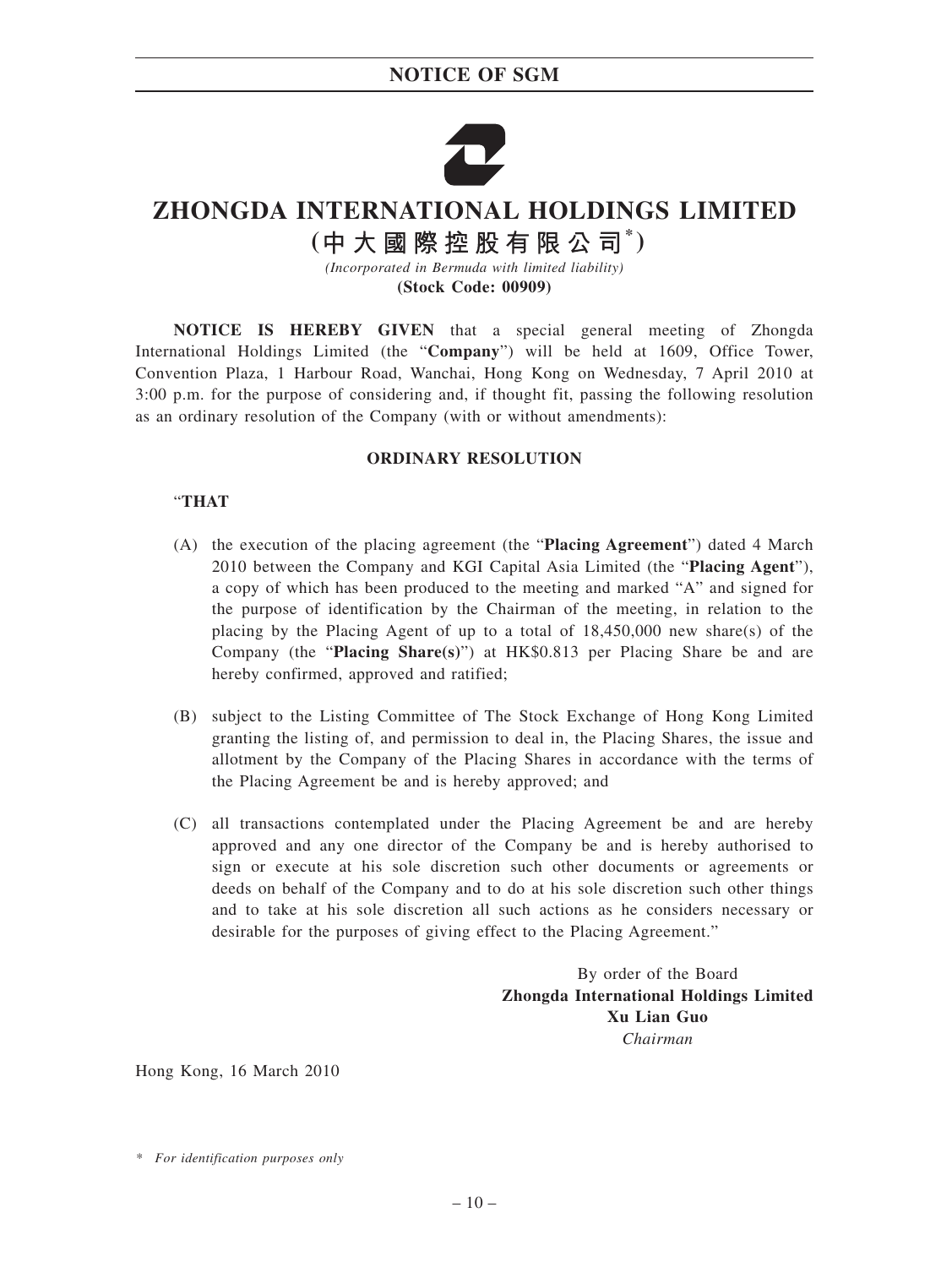# ZHONGDA INTERNATIONAL HOLDINGS LIMITED

## (中大國際控股有限公司*)

*(Incorporated in Bermuda with limited liability)*

**(Stock Code: 00909)**

**NOTICE IS HEREBY GIVEN** that a special general meeting of Zhongda International Holdings Limited (the "**Company**") will be held at 1609, Office Tower, Convention Plaza, 1 Harbour Road, Wanchai, Hong Kong on Wednesday, 7 April 2010 at 3:00 p.m. for the purpose of considering and, if thought fit, passing the following resolution as an ordinary resolution of the Company (with or without amendments):

**ORDINARY RESOLUTION**

"**THAT**

(A) the execution of the placing agreement (the "**Placing Agreement**") dated 4 March 2010 between the Company and KGI Capital Asia Limited (the "**Placing Agent**"), a copy of which has been produced to the meeting and marked "A" and signed for the purpose of identification by the Chairman of the meeting, in relation to the placing by the Placing Agent of up to a total of 18,450,000 new share(s) of the Company (the "**Placing Share(s)**") at HK$0.813 per Placing Share be and are hereby confirmed, approved and ratified;

(B) subject to the Listing Committee of The Stock Exchange of Hong Kong Limited granting the listing of, and permission to deal in, the Placing Shares, the issue and allotment by the Company of the Placing Shares in accordance with the terms of the Placing Agreement be and is hereby approved; and

(C) all transactions contemplated under the Placing Agreement be and are hereby approved and any one director of the Company be and is hereby authorised to sign or execute at his sole discretion such other documents or agreements or deeds on behalf of the Company and to do at his sole discretion such other things and to take at his sole discretion all such actions as he considers necessary or desirable for the purposes of giving effect to the Placing Agreement."

By order of the Board
**Zhongda International Holdings Limited**
**Xu Lian Guo**
*Chairman*

Hong Kong, 16 March 2010

\* *For identification purposes only*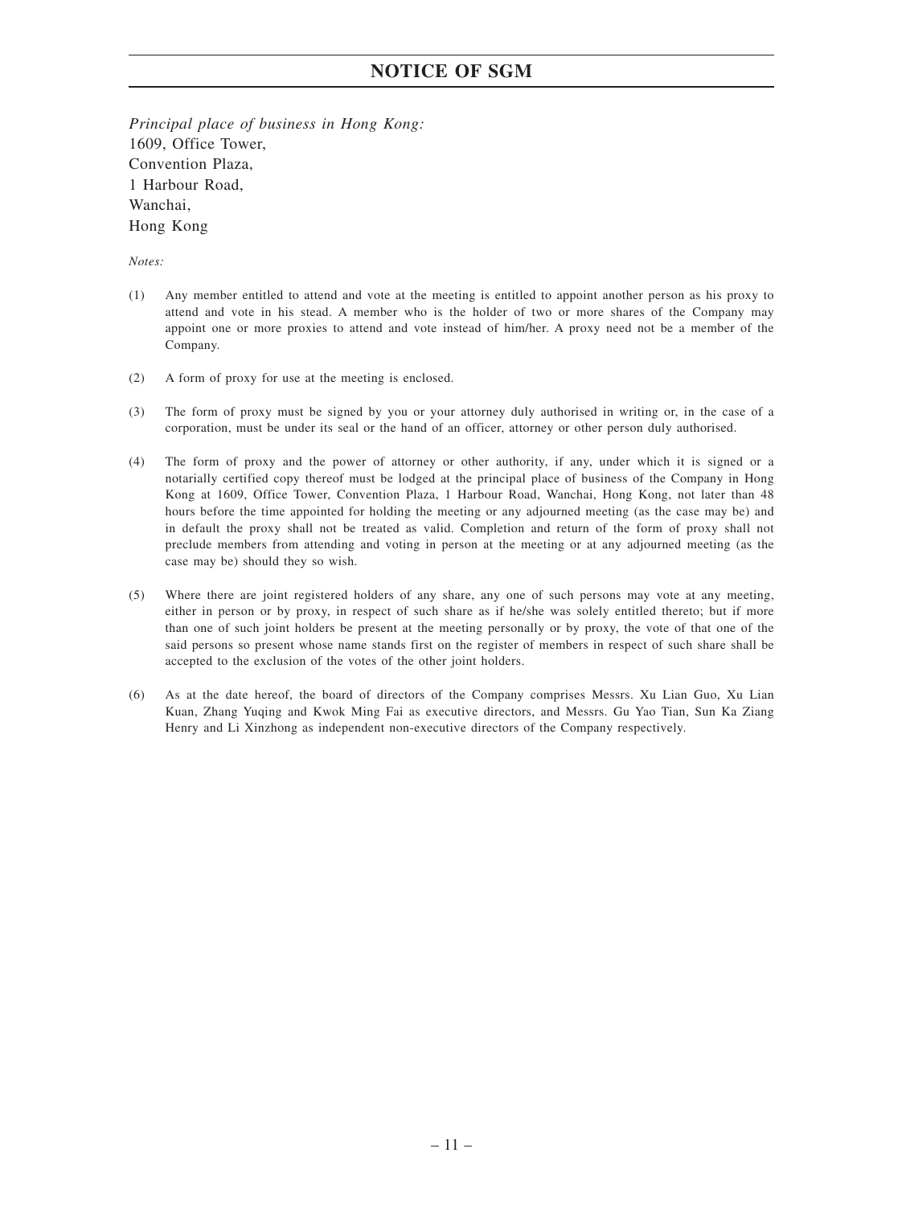*Principal place of business in Hong Kong:*
1609, Office Tower,
Convention Plaza,
1 Harbour Road,
Wanchai,
Hong Kong

*Notes:*

(1) Any member entitled to attend and vote at the meeting is entitled to appoint another person as his proxy to attend and vote in his stead. A member who is the holder of two or more shares of the Company may appoint one or more proxies to attend and vote instead of him/her. A proxy need not be a member of the Company.

(2) A form of proxy for use at the meeting is enclosed.

(3) The form of proxy must be signed by you or your attorney duly authorised in writing or, in the case of a corporation, must be under its seal or the hand of an officer, attorney or other person duly authorised.

(4) The form of proxy and the power of attorney or other authority, if any, under which it is signed or a notarially certified copy thereof must be lodged at the principal place of business of the Company in Hong Kong at 1609, Office Tower, Convention Plaza, 1 Harbour Road, Wanchai, Hong Kong, not later than 48 hours before the time appointed for holding the meeting or any adjourned meeting (as the case may be) and in default the proxy shall not be treated as valid. Completion and return of the form of proxy shall not preclude members from attending and voting in person at the meeting or at any adjourned meeting (as the case may be) should they so wish.

(5) Where there are joint registered holders of any share, any one of such persons may vote at any meeting, either in person or by proxy, in respect of such share as if he/she was solely entitled thereto; but if more than one of such joint holders be present at the meeting personally or by proxy, the vote of that one of the said persons so present whose name stands first on the register of members in respect of such share shall be accepted to the exclusion of the votes of the other joint holders.

(6) As at the date hereof, the board of directors of the Company comprises Messrs. Xu Lian Guo, Xu Lian Kuan, Zhang Yuqing and Kwok Ming Fai as executive directors, and Messrs. Gu Yao Tian, Sun Ka Ziang Henry and Li Xinzhong as independent non-executive directors of the Company respectively.